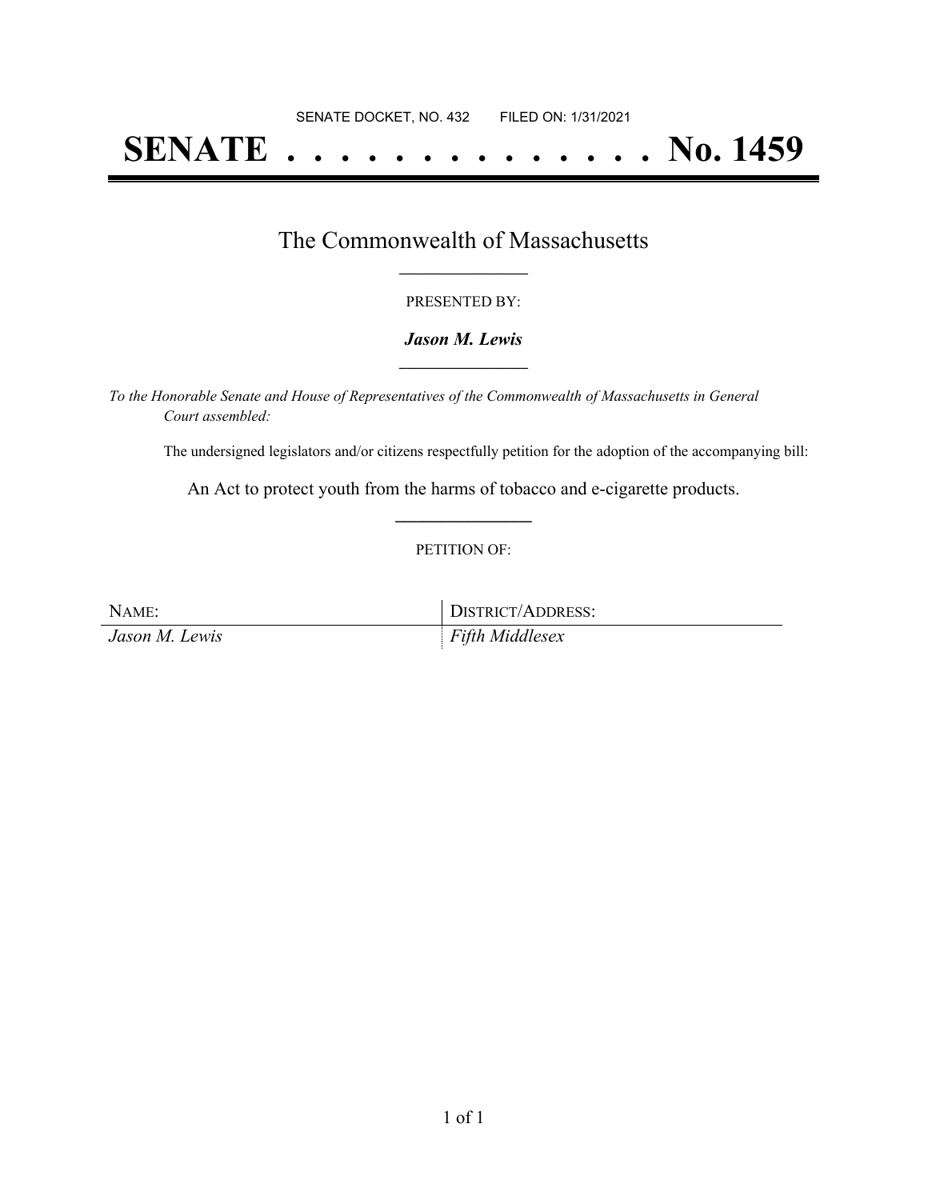SENATE DOCKET, NO. 432        FILED ON: 1/31/2021

# SENATE . . . . . . . . . . . . . . No. 1459

## The Commonwealth of Massachusetts

PRESENTED BY:

***Jason M. Lewis***

*To the Honorable Senate and House of Representatives of the Commonwealth of Massachusetts in General Court assembled:*

The undersigned legislators and/or citizens respectfully petition for the adoption of the accompanying bill:

An Act to protect youth from the harms of tobacco and e-cigarette products.

PETITION OF:

| NAME: | DISTRICT/ADDRESS: |
| --- | --- |
| *Jason M. Lewis* | *Fifth Middlesex* |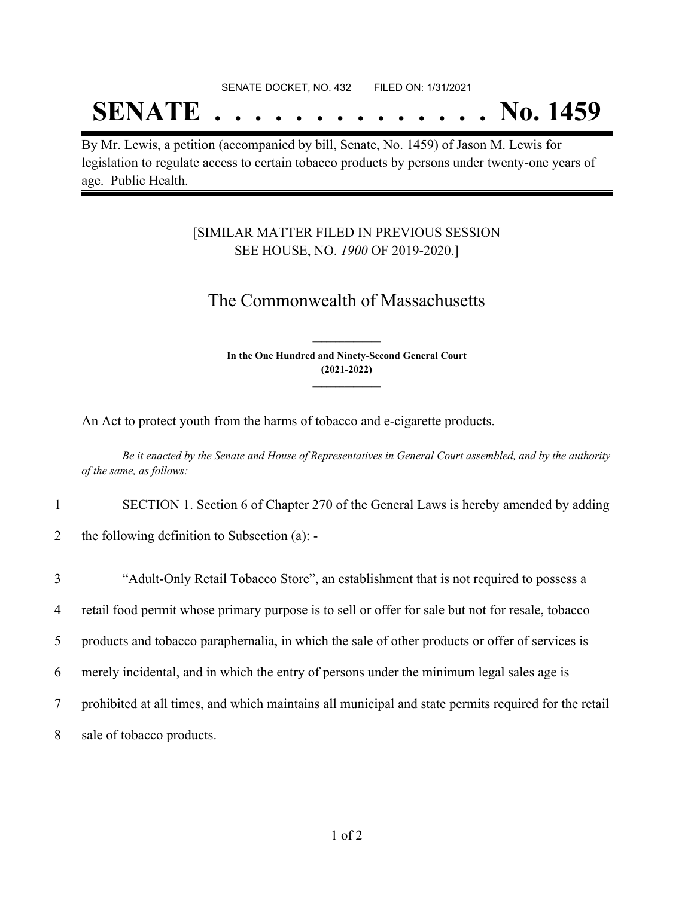SENATE DOCKET, NO. 432 FILED ON: 1/31/2021

# SENATE . . . . . . . . . . . . . . No. 1459

By Mr. Lewis, a petition (accompanied by bill, Senate, No. 1459) of Jason M. Lewis for legislation to regulate access to certain tobacco products by persons under twenty-one years of age. Public Health.

[SIMILAR MATTER FILED IN PREVIOUS SESSION SEE HOUSE, NO. *1900* OF 2019-2020.]

## The Commonwealth of Massachusetts

**In the One Hundred and Ninety-Second General Court (2021-2022)**

An Act to protect youth from the harms of tobacco and e-cigarette products.

*Be it enacted by the Senate and House of Representatives in General Court assembled, and by the authority of the same, as follows:*

1 SECTION 1. Section 6 of Chapter 270 of the General Laws is hereby amended by adding
2 the following definition to Subsection (a): -

3 "Adult-Only Retail Tobacco Store", an establishment that is not required to possess a
4 retail food permit whose primary purpose is to sell or offer for sale but not for resale, tobacco
5 products and tobacco paraphernalia, in which the sale of other products or offer of services is
6 merely incidental, and in which the entry of persons under the minimum legal sales age is
7 prohibited at all times, and which maintains all municipal and state permits required for the retail
8 sale of tobacco products.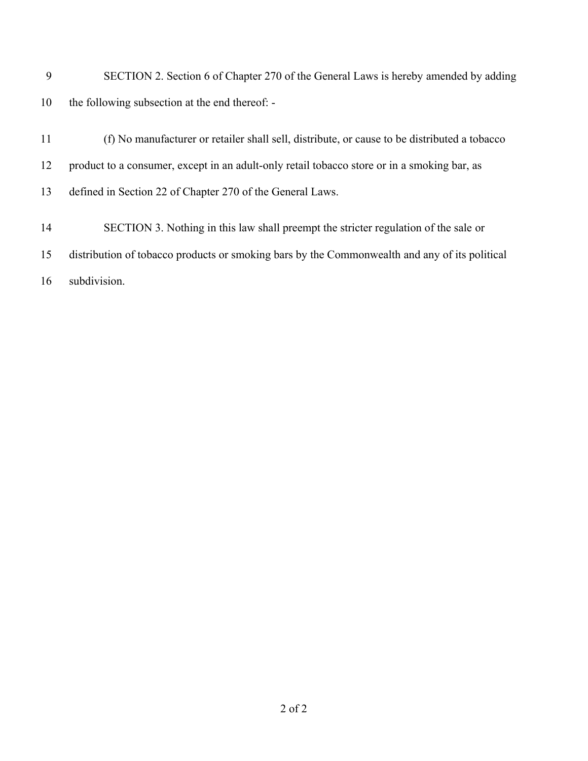SECTION 2. Section 6 of Chapter 270 of the General Laws is hereby amended by adding the following subsection at the end thereof: -

(f) No manufacturer or retailer shall sell, distribute, or cause to be distributed a tobacco product to a consumer, except in an adult-only retail tobacco store or in a smoking bar, as defined in Section 22 of Chapter 270 of the General Laws.

SECTION 3. Nothing in this law shall preempt the stricter regulation of the sale or distribution of tobacco products or smoking bars by the Commonwealth and any of its political subdivision.